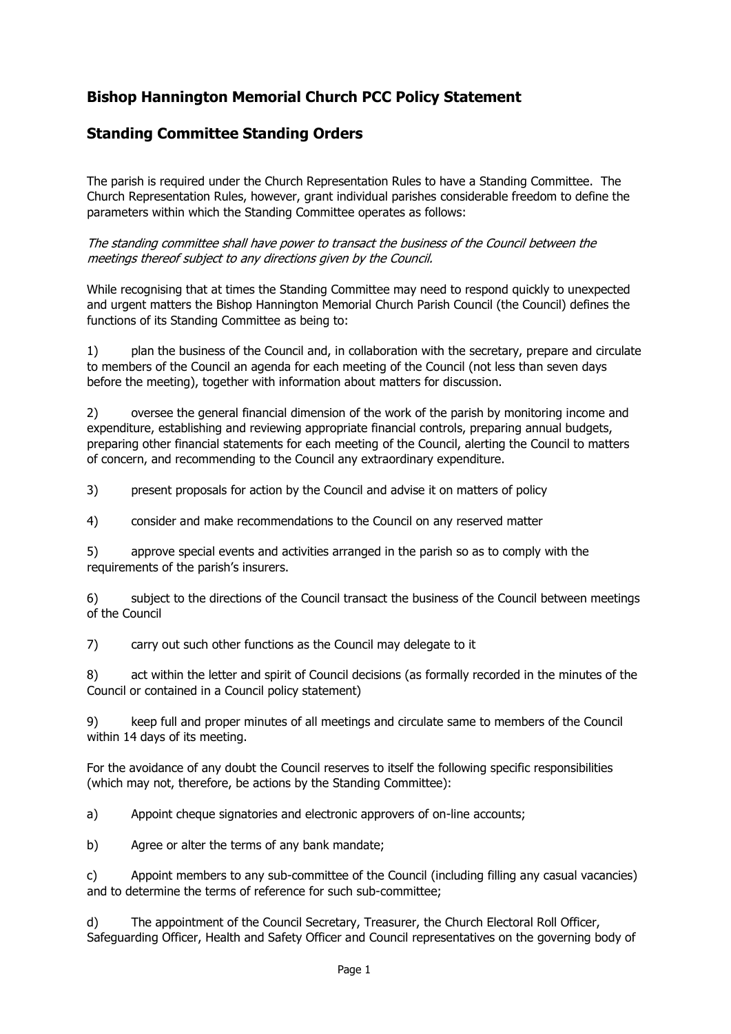## Bishop Hannington Memorial Church PCC Policy Statement

## Standing Committee Standing Orders

The parish is required under the Church Representation Rules to have a Standing Committee. The Church Representation Rules, however, grant individual parishes considerable freedom to define the parameters within which the Standing Committee operates as follows:

*The standing committee shall have power to transact the business of the Council between the meetings thereof subject to any directions given by the Council.*

While recognising that at times the Standing Committee may need to respond quickly to unexpected and urgent matters the Bishop Hannington Memorial Church Parish Council (the Council) defines the functions of its Standing Committee as being to:

1) plan the business of the Council and, in collaboration with the secretary, prepare and circulate to members of the Council an agenda for each meeting of the Council (not less than seven days before the meeting), together with information about matters for discussion.

2) oversee the general financial dimension of the work of the parish by monitoring income and expenditure, establishing and reviewing appropriate financial controls, preparing annual budgets, preparing other financial statements for each meeting of the Council, alerting the Council to matters of concern, and recommending to the Council any extraordinary expenditure.

3) present proposals for action by the Council and advise it on matters of policy

4) consider and make recommendations to the Council on any reserved matter

5) approve special events and activities arranged in the parish so as to comply with the requirements of the parish's insurers.

6) subject to the directions of the Council transact the business of the Council between meetings of the Council

7) carry out such other functions as the Council may delegate to it

8) act within the letter and spirit of Council decisions (as formally recorded in the minutes of the Council or contained in a Council policy statement)

9) keep full and proper minutes of all meetings and circulate same to members of the Council within 14 days of its meeting.

For the avoidance of any doubt the Council reserves to itself the following specific responsibilities (which may not, therefore, be actions by the Standing Committee):

a) Appoint cheque signatories and electronic approvers of on-line accounts;

b) Agree or alter the terms of any bank mandate;

c) Appoint members to any sub-committee of the Council (including filling any casual vacancies) and to determine the terms of reference for such sub-committee;

d) The appointment of the Council Secretary, Treasurer, the Church Electoral Roll Officer, Safeguarding Officer, Health and Safety Officer and Council representatives on the governing body of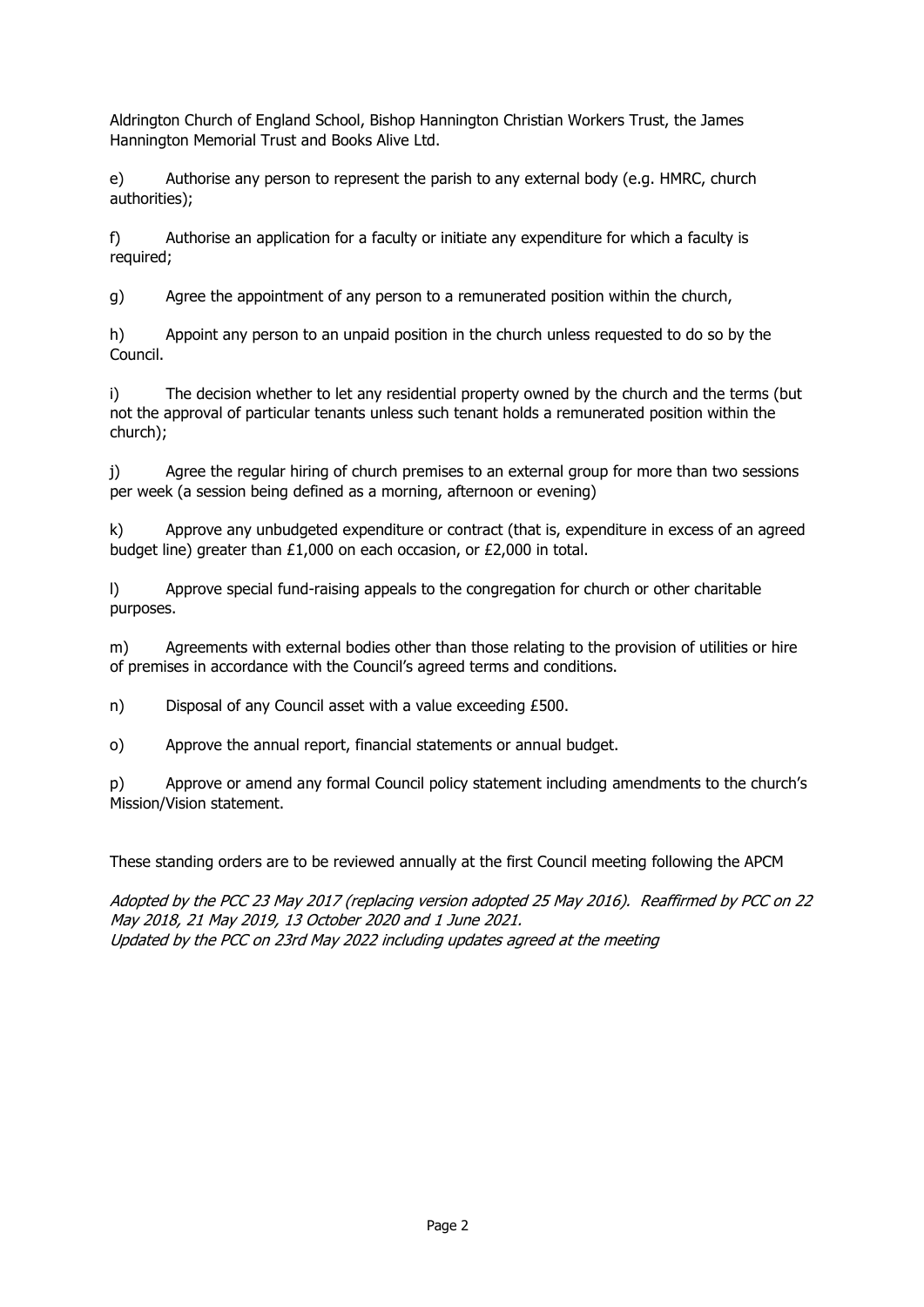Aldrington Church of England School, Bishop Hannington Christian Workers Trust, the James Hannington Memorial Trust and Books Alive Ltd.

e) Authorise any person to represent the parish to any external body (e.g. HMRC, church authorities);

f) Authorise an application for a faculty or initiate any expenditure for which a faculty is required;

g) Agree the appointment of any person to a remunerated position within the church,

h) Appoint any person to an unpaid position in the church unless requested to do so by the Council.

i) The decision whether to let any residential property owned by the church and the terms (but not the approval of particular tenants unless such tenant holds a remunerated position within the church);

j) Agree the regular hiring of church premises to an external group for more than two sessions per week (a session being defined as a morning, afternoon or evening)

k) Approve any unbudgeted expenditure or contract (that is, expenditure in excess of an agreed budget line) greater than £1,000 on each occasion, or £2,000 in total.

l) Approve special fund-raising appeals to the congregation for church or other charitable purposes.

m) Agreements with external bodies other than those relating to the provision of utilities or hire of premises in accordance with the Council's agreed terms and conditions.

n) Disposal of any Council asset with a value exceeding £500.

o) Approve the annual report, financial statements or annual budget.

p) Approve or amend any formal Council policy statement including amendments to the church's Mission/Vision statement.

These standing orders are to be reviewed annually at the first Council meeting following the APCM

*Adopted by the PCC 23 May 2017 (replacing version adopted 25 May 2016). Reaffirmed by PCC on 22 May 2018, 21 May 2019, 13 October 2020 and 1 June 2021.*
*Updated by the PCC on 23rd May 2022 including updates agreed at the meeting*